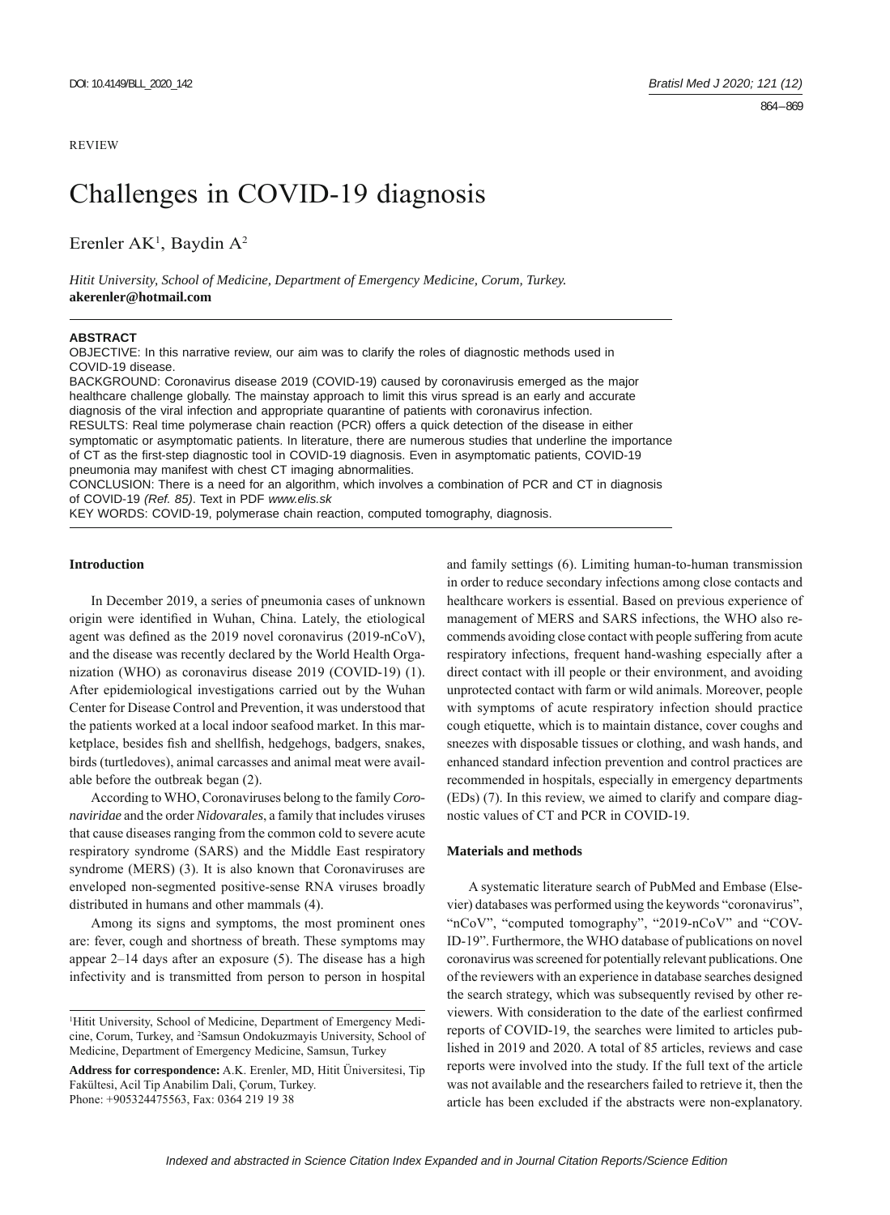REVIEW

# Challenges in COVID-19 diagnosis

Erenler AK[1], Baydin A[2]

*Hitit University, School of Medicine, Department of Emergency Medicine, Corum, Turkey.*
**akerenler@hotmail.com**

**ABSTRACT**

OBJECTIVE: In this narrative review, our aim was to clarify the roles of diagnostic methods used in COVID-19 disease.

BACKGROUND: Coronavirus disease 2019 (COVID-19) caused by coronavirusis emerged as the major healthcare challenge globally. The mainstay approach to limit this virus spread is an early and accurate diagnosis of the viral infection and appropriate quarantine of patients with coronavirus infection.

RESULTS: Real time polymerase chain reaction (PCR) offers a quick detection of the disease in either symptomatic or asymptomatic patients. In literature, there are numerous studies that underline the importance of CT as the first-step diagnostic tool in COVID-19 diagnosis. Even in asymptomatic patients, COVID-19 pneumonia may manifest with chest CT imaging abnormalities.

CONCLUSION: There is a need for an algorithm, which involves a combination of PCR and CT in diagnosis of COVID-19 *(Ref. 85)*. Text in PDF *www.elis.sk*

KEY WORDS: COVID-19, polymerase chain reaction, computed tomography, diagnosis.

## Introduction

In December 2019, a series of pneumonia cases of unknown origin were identified in Wuhan, China. Lately, the etiological agent was defined as the 2019 novel coronavirus (2019-nCoV), and the disease was recently declared by the World Health Organization (WHO) as coronavirus disease 2019 (COVID-19) (1). After epidemiological investigations carried out by the Wuhan Center for Disease Control and Prevention, it was understood that the patients worked at a local indoor seafood market. In this marketplace, besides fish and shellfish, hedgehogs, badgers, snakes, birds (turtledoves), animal carcasses and animal meat were available before the outbreak began (2).

According to WHO, Coronaviruses belong to the family *Coronaviridae* and the order *Nidovarales*, a family that includes viruses that cause diseases ranging from the common cold to severe acute respiratory syndrome (SARS) and the Middle East respiratory syndrome (MERS) (3). It is also known that Coronaviruses are enveloped non-segmented positive-sense RNA viruses broadly distributed in humans and other mammals (4).

Among its signs and symptoms, the most prominent ones are: fever, cough and shortness of breath. These symptoms may appear 2–14 days after an exposure (5). The disease has a high infectivity and is transmitted from person to person in hospital and family settings (6). Limiting human-to-human transmission in order to reduce secondary infections among close contacts and healthcare workers is essential. Based on previous experience of management of MERS and SARS infections, the WHO also recommends avoiding close contact with people suffering from acute respiratory infections, frequent hand-washing especially after a direct contact with ill people or their environment, and avoiding unprotected contact with farm or wild animals. Moreover, people with symptoms of acute respiratory infection should practice cough etiquette, which is to maintain distance, cover coughs and sneezes with disposable tissues or clothing, and wash hands, and enhanced standard infection prevention and control practices are recommended in hospitals, especially in emergency departments (EDs) (7). In this review, we aimed to clarify and compare diagnostic values of CT and PCR in COVID-19.

## Materials and methods

A systematic literature search of PubMed and Embase (Elsevier) databases was performed using the keywords "coronavirus", "nCoV", "computed tomography", "2019-nCoV" and "COVID-19". Furthermore, the WHO database of publications on novel coronavirus was screened for potentially relevant publications. One of the reviewers with an experience in database searches designed the search strategy, which was subsequently revised by other reviewers. With consideration to the date of the earliest confirmed reports of COVID-19, the searches were limited to articles published in 2019 and 2020. A total of 85 articles, reviews and case reports were involved into the study. If the full text of the article was not available and the researchers failed to retrieve it, then the article has been excluded if the abstracts were non-explanatory.

---

[1]Hitit University, School of Medicine, Department of Emergency Medicine, Corum, Turkey, and [2]Samsun Ondokuzmayis University, School of Medicine, Department of Emergency Medicine, Samsun, Turkey

**Address for correspondence:** A.K. Erenler, MD, Hitit Üniversitesi, Tip Fakültesi, Acil Tip Anabilim Dali, Çorum, Turkey.
Phone: +905324475563, Fax: 0364 219 19 38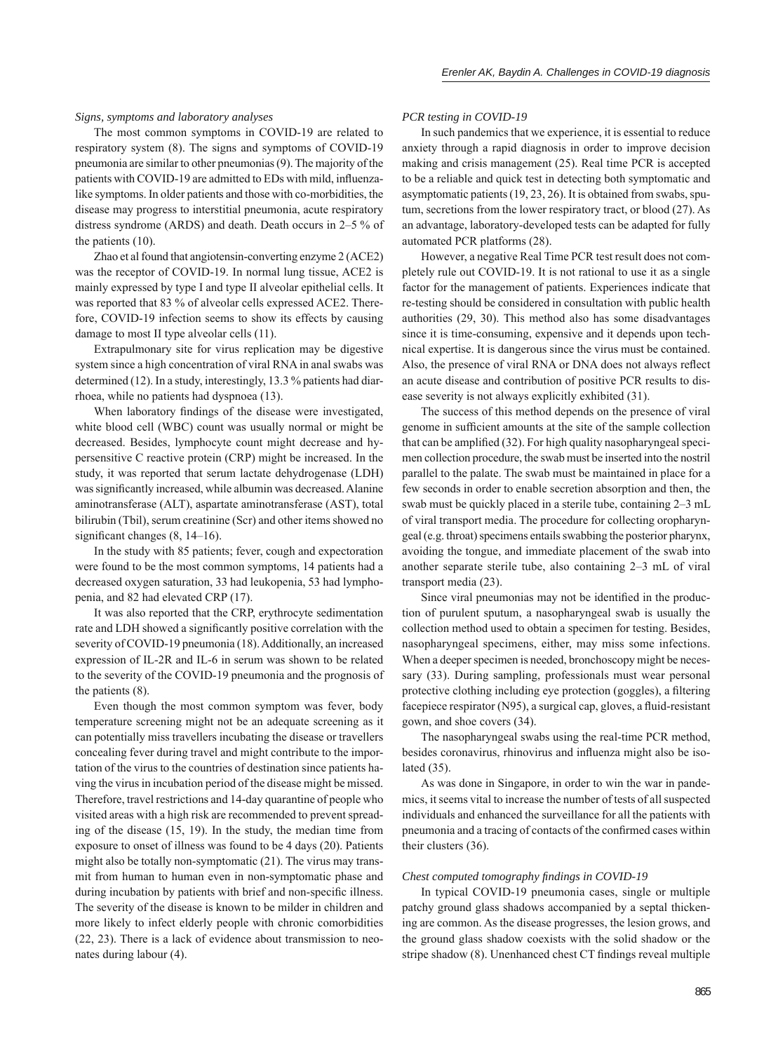### *Signs, symptoms and laboratory analyses*

The most common symptoms in COVID-19 are related to respiratory system (8). The signs and symptoms of COVID-19 pneumonia are similar to other pneumonias (9). The majority of the patients with COVID-19 are admitted to EDs with mild, influenza-like symptoms. In older patients and those with co-morbidities, the disease may progress to interstitial pneumonia, acute respiratory distress syndrome (ARDS) and death. Death occurs in 2–5 % of the patients (10).

Zhao et al found that angiotensin-converting enzyme 2 (ACE2) was the receptor of COVID-19. In normal lung tissue, ACE2 is mainly expressed by type I and type II alveolar epithelial cells. It was reported that 83 % of alveolar cells expressed ACE2. Therefore, COVID-19 infection seems to show its effects by causing damage to most II type alveolar cells (11).

Extrapulmonary site for virus replication may be digestive system since a high concentration of viral RNA in anal swabs was determined (12). In a study, interestingly, 13.3 % patients had diarrhoea, while no patients had dyspnoea (13).

When laboratory findings of the disease were investigated, white blood cell (WBC) count was usually normal or might be decreased. Besides, lymphocyte count might decrease and hypersensitive C reactive protein (CRP) might be increased. In the study, it was reported that serum lactate dehydrogenase (LDH) was significantly increased, while albumin was decreased. Alanine aminotransferase (ALT), aspartate aminotransferase (AST), total bilirubin (Tbil), serum creatinine (Scr) and other items showed no significant changes (8, 14–16).

In the study with 85 patients; fever, cough and expectoration were found to be the most common symptoms, 14 patients had a decreased oxygen saturation, 33 had leukopenia, 53 had lymphopenia, and 82 had elevated CRP (17).

It was also reported that the CRP, erythrocyte sedimentation rate and LDH showed a significantly positive correlation with the severity of COVID-19 pneumonia (18). Additionally, an increased expression of IL-2R and IL-6 in serum was shown to be related to the severity of the COVID-19 pneumonia and the prognosis of the patients (8).

Even though the most common symptom was fever, body temperature screening might not be an adequate screening as it can potentially miss travellers incubating the disease or travellers concealing fever during travel and might contribute to the importation of the virus to the countries of destination since patients having the virus in incubation period of the disease might be missed. Therefore, travel restrictions and 14-day quarantine of people who visited areas with a high risk are recommended to prevent spreading of the disease (15, 19). In the study, the median time from exposure to onset of illness was found to be 4 days (20). Patients might also be totally non-symptomatic (21). The virus may transmit from human to human even in non-symptomatic phase and during incubation by patients with brief and non-specific illness. The severity of the disease is known to be milder in children and more likely to infect elderly people with chronic comorbidities (22, 23). There is a lack of evidence about transmission to neonates during labour (4).

### *PCR testing in COVID-19*

In such pandemics that we experience, it is essential to reduce anxiety through a rapid diagnosis in order to improve decision making and crisis management (25). Real time PCR is accepted to be a reliable and quick test in detecting both symptomatic and asymptomatic patients (19, 23, 26). It is obtained from swabs, sputum, secretions from the lower respiratory tract, or blood (27). As an advantage, laboratory-developed tests can be adapted for fully automated PCR platforms (28).

However, a negative Real Time PCR test result does not completely rule out COVID-19. It is not rational to use it as a single factor for the management of patients. Experiences indicate that re-testing should be considered in consultation with public health authorities (29, 30). This method also has some disadvantages since it is time-consuming, expensive and it depends upon technical expertise. It is dangerous since the virus must be contained. Also, the presence of viral RNA or DNA does not always reflect an acute disease and contribution of positive PCR results to disease severity is not always explicitly exhibited (31).

The success of this method depends on the presence of viral genome in sufficient amounts at the site of the sample collection that can be amplified (32). For high quality nasopharyngeal specimen collection procedure, the swab must be inserted into the nostril parallel to the palate. The swab must be maintained in place for a few seconds in order to enable secretion absorption and then, the swab must be quickly placed in a sterile tube, containing 2–3 mL of viral transport media. The procedure for collecting oropharyngeal (e.g. throat) specimens entails swabbing the posterior pharynx, avoiding the tongue, and immediate placement of the swab into another separate sterile tube, also containing 2–3 mL of viral transport media (23).

Since viral pneumonias may not be identified in the production of purulent sputum, a nasopharyngeal swab is usually the collection method used to obtain a specimen for testing. Besides, nasopharyngeal specimens, either, may miss some infections. When a deeper specimen is needed, bronchoscopy might be necessary (33). During sampling, professionals must wear personal protective clothing including eye protection (goggles), a filtering facepiece respirator (N95), a surgical cap, gloves, a fluid-resistant gown, and shoe covers (34).

The nasopharyngeal swabs using the real-time PCR method, besides coronavirus, rhinovirus and influenza might also be isolated (35).

As was done in Singapore, in order to win the war in pandemics, it seems vital to increase the number of tests of all suspected individuals and enhanced the surveillance for all the patients with pneumonia and a tracing of contacts of the confirmed cases within their clusters (36).

### *Chest computed tomography findings in COVID-19*

In typical COVID-19 pneumonia cases, single or multiple patchy ground glass shadows accompanied by a septal thickening are common. As the disease progresses, the lesion grows, and the ground glass shadow coexists with the solid shadow or the stripe shadow (8). Unenhanced chest CT findings reveal multiple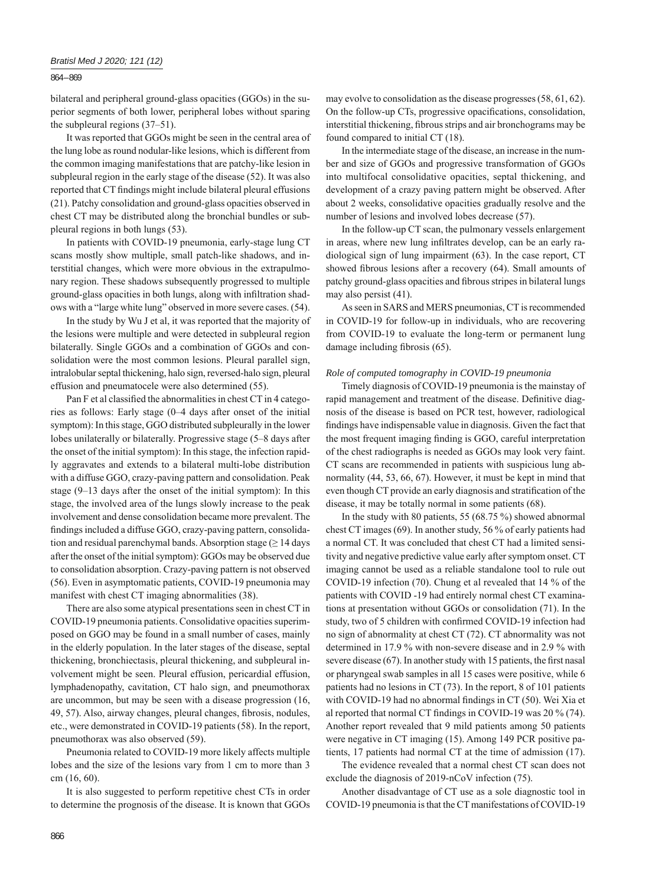bilateral and peripheral ground-glass opacities (GGOs) in the superior segments of both lower, peripheral lobes without sparing the subpleural regions (37–51).

It was reported that GGOs might be seen in the central area of the lung lobe as round nodular-like lesions, which is different from the common imaging manifestations that are patchy-like lesion in subpleural region in the early stage of the disease (52). It was also reported that CT findings might include bilateral pleural effusions (21). Patchy consolidation and ground-glass opacities observed in chest CT may be distributed along the bronchial bundles or subpleural regions in both lungs (53).

In patients with COVID-19 pneumonia, early-stage lung CT scans mostly show multiple, small patch-like shadows, and interstitial changes, which were more obvious in the extrapulmonary region. These shadows subsequently progressed to multiple ground-glass opacities in both lungs, along with infiltration shadows with a "large white lung" observed in more severe cases. (54).

In the study by Wu J et al, it was reported that the majority of the lesions were multiple and were detected in subpleural region bilaterally. Single GGOs and a combination of GGOs and consolidation were the most common lesions. Pleural parallel sign, intralobular septal thickening, halo sign, reversed-halo sign, pleural effusion and pneumatocele were also determined (55).

Pan F et al classified the abnormalities in chest CT in 4 categories as follows: Early stage (0–4 days after onset of the initial symptom): In this stage, GGO distributed subpleurally in the lower lobes unilaterally or bilaterally. Progressive stage (5–8 days after the onset of the initial symptom): In this stage, the infection rapidly aggravates and extends to a bilateral multi-lobe distribution with a diffuse GGO, crazy-paving pattern and consolidation. Peak stage (9–13 days after the onset of the initial symptom): In this stage, the involved area of the lungs slowly increase to the peak involvement and dense consolidation became more prevalent. The findings included a diffuse GGO, crazy-paving pattern, consolidation and residual parenchymal bands. Absorption stage ($\geq$ 14 days after the onset of the initial symptom): GGOs may be observed due to consolidation absorption. Crazy-paving pattern is not observed (56). Even in asymptomatic patients, COVID-19 pneumonia may manifest with chest CT imaging abnormalities (38).

There are also some atypical presentations seen in chest CT in COVID-19 pneumonia patients. Consolidative opacities superimposed on GGO may be found in a small number of cases, mainly in the elderly population. In the later stages of the disease, septal thickening, bronchiectasis, pleural thickening, and subpleural involvement might be seen. Pleural effusion, pericardial effusion, lymphadenopathy, cavitation, CT halo sign, and pneumothorax are uncommon, but may be seen with a disease progression (16, 49, 57). Also, airway changes, pleural changes, fibrosis, nodules, etc., were demonstrated in COVID-19 patients (58). In the report, pneumothorax was also observed (59).

Pneumonia related to COVID-19 more likely affects multiple lobes and the size of the lesions vary from 1 cm to more than 3 cm (16, 60).

It is also suggested to perform repetitive chest CTs in order to determine the prognosis of the disease. It is known that GGOs may evolve to consolidation as the disease progresses (58, 61, 62). On the follow-up CTs, progressive opacifications, consolidation, interstitial thickening, fibrous strips and air bronchograms may be found compared to initial CT (18).

In the intermediate stage of the disease, an increase in the number and size of GGOs and progressive transformation of GGOs into multifocal consolidative opacities, septal thickening, and development of a crazy paving pattern might be observed. After about 2 weeks, consolidative opacities gradually resolve and the number of lesions and involved lobes decrease (57).

In the follow-up CT scan, the pulmonary vessels enlargement in areas, where new lung infiltrates develop, can be an early radiological sign of lung impairment (63). In the case report, CT showed fibrous lesions after a recovery (64). Small amounts of patchy ground-glass opacities and fibrous stripes in bilateral lungs may also persist (41).

As seen in SARS and MERS pneumonias, CT is recommended in COVID-19 for follow-up in individuals, who are recovering from COVID-19 to evaluate the long-term or permanent lung damage including fibrosis (65).

### *Role of computed tomography in COVID-19 pneumonia*

Timely diagnosis of COVID-19 pneumonia is the mainstay of rapid management and treatment of the disease. Definitive diagnosis of the disease is based on PCR test, however, radiological findings have indispensable value in diagnosis. Given the fact that the most frequent imaging finding is GGO, careful interpretation of the chest radiographs is needed as GGOs may look very faint. CT scans are recommended in patients with suspicious lung abnormality (44, 53, 66, 67). However, it must be kept in mind that even though CT provide an early diagnosis and stratification of the disease, it may be totally normal in some patients (68).

In the study with 80 patients, 55 (68.75 %) showed abnormal chest CT images (69). In another study, 56 % of early patients had a normal CT. It was concluded that chest CT had a limited sensitivity and negative predictive value early after symptom onset. CT imaging cannot be used as a reliable standalone tool to rule out COVID-19 infection (70). Chung et al revealed that 14 % of the patients with COVID -19 had entirely normal chest CT examinations at presentation without GGOs or consolidation (71). In the study, two of 5 children with confirmed COVID-19 infection had no sign of abnormality at chest CT (72). CT abnormality was not determined in 17.9 % with non-severe disease and in 2.9 % with severe disease (67). In another study with 15 patients, the first nasal or pharyngeal swab samples in all 15 cases were positive, while 6 patients had no lesions in CT (73). In the report, 8 of 101 patients with COVID-19 had no abnormal findings in CT (50). Wei Xia et al reported that normal CT findings in COVID-19 was 20 % (74). Another report revealed that 9 mild patients among 50 patients were negative in CT imaging (15). Among 149 PCR positive patients, 17 patients had normal CT at the time of admission (17).

The evidence revealed that a normal chest CT scan does not exclude the diagnosis of 2019-nCoV infection (75).

Another disadvantage of CT use as a sole diagnostic tool in COVID-19 pneumonia is that the CT manifestations of COVID-19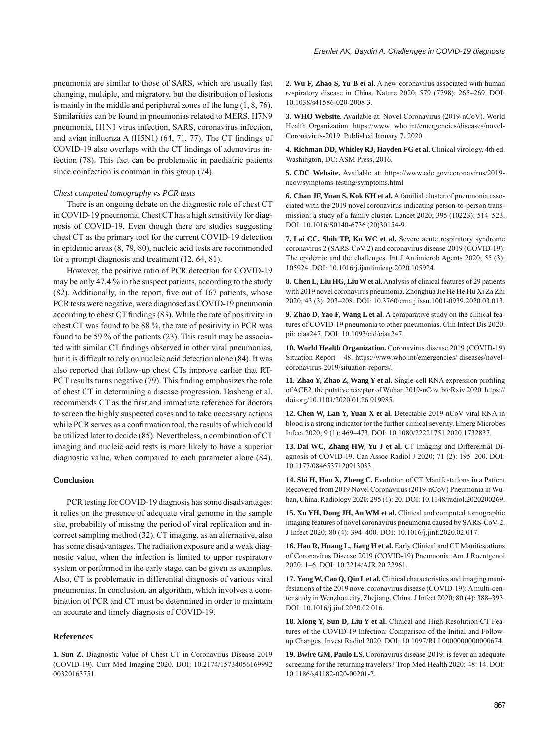pneumonia are similar to those of SARS, which are usually fast changing, multiple, and migratory, but the distribution of lesions is mainly in the middle and peripheral zones of the lung (1, 8, 76). Similarities can be found in pneumonias related to MERS, H7N9 pneumonia, H1N1 virus infection, SARS, coronavirus infection, and avian influenza A (H5N1) (64, 71, 77). The CT findings of COVID-19 also overlaps with the CT findings of adenovirus infection (78). This fact can be problematic in paediatric patients since coinfection is common in this group (74).

*Chest computed tomography vs PCR tests*

There is an ongoing debate on the diagnostic role of chest CT in COVID-19 pneumonia. Chest CT has a high sensitivity for diagnosis of COVID-19. Even though there are studies suggesting chest CT as the primary tool for the current COVID-19 detection in epidemic areas (8, 79, 80), nucleic acid tests are recommended for a prompt diagnosis and treatment (12, 64, 81).

However, the positive ratio of PCR detection for COVID-19 may be only 47.4 % in the suspect patients, according to the study (82). Additionally, in the report, five out of 167 patients, whose PCR tests were negative, were diagnosed as COVID-19 pneumonia according to chest CT findings (83). While the rate of positivity in chest CT was found to be 88 %, the rate of positivity in PCR was found to be 59 % of the patients (23). This result may be associated with similar CT findings observed in other viral pneumonias, but it is difficult to rely on nucleic acid detection alone (84). It was also reported that follow-up chest CTs improve earlier that RT-PCT results turns negative (79). This finding emphasizes the role of chest CT in determining a disease progression. Dasheng et al. recommends CT as the first and immediate reference for doctors to screen the highly suspected cases and to take necessary actions while PCR serves as a confirmation tool, the results of which could be utilized later to decide (85). Nevertheless, a combination of CT imaging and nucleic acid tests is more likely to have a superior diagnostic value, when compared to each parameter alone (84).

## Conclusion

PCR testing for COVID-19 diagnosis has some disadvantages: it relies on the presence of adequate viral genome in the sample site, probability of missing the period of viral replication and incorrect sampling method (32). CT imaging, as an alternative, also has some disadvantages. The radiation exposure and a weak diagnostic value, when the infection is limited to upper respiratory system or performed in the early stage, can be given as examples. Also, CT is problematic in differential diagnosis of various viral pneumonias. In conclusion, an algorithm, which involves a combination of PCR and CT must be determined in order to maintain an accurate and timely diagnosis of COVID-19.

## References

**1. Sun Z.** Diagnostic Value of Chest CT in Coronavirus Disease 2019 (COVID-19). Curr Med Imaging 2020. DOI: 10.2174/1573405616999200320163751.

**2. Wu F, Zhao S, Yu B et al.** A new coronavirus associated with human respiratory disease in China. Nature 2020; 579 (7798): 265–269. DOI: 10.1038/s41586-020-2008-3.

**3. WHO Website.** Available at: Novel Coronavirus (2019-nCoV). World Health Organization. https://www. who.int/emergencies/diseases/novel-Coronavirus-2019. Published January 7, 2020.

**4. Richman DD, Whitley RJ, Hayden FG et al.** Clinical virology. 4th ed. Washington, DC: ASM Press, 2016.

**5. CDC Website.** Available at: https://www.cdc.gov/coronavirus/2019-ncov/symptoms-testing/symptoms.html

**6. Chan JF, Yuan S, Kok KH et al.** A familial cluster of pneumonia associated with the 2019 novel coronavirus indicating person-to-person transmission: a study of a family cluster. Lancet 2020; 395 (10223): 514–523. DOI: 10.1016/S0140-6736 (20)30154-9.

**7. Lai CC, Shih TP, Ko WC et al.** Severe acute respiratory syndrome coronavirus 2 (SARS-CoV-2) and coronavirus disease-2019 (COVID-19): The epidemic and the challenges. Int J Antimicrob Agents 2020; 55 (3): 105924. DOI: 10.1016/j.ijantimicag.2020.105924.

**8. Chen L, Liu HG, Liu W et al.** Analysis of clinical features of 29 patients with 2019 novel coronavirus pneumonia. Zhonghua Jie He He Hu Xi Za Zhi 2020; 43 (3): 203–208. DOI: 10.3760/cma.j.issn.1001-0939.2020.03.013.

**9. Zhao D, Yao F, Wang L et al**. A comparative study on the clinical features of COVID-19 pneumonia to other pneumonias. Clin Infect Dis 2020. pii: ciaa247. DOI: 10.1093/cid/ciaa247.

**10. World Health Organization.** Coronavirus disease 2019 (COVID-19) Situation Report – 48. https://www.who.int/emergencies/ diseases/novel-coronavirus-2019/situation-reports/.

**11. Zhao Y, Zhao Z, Wang Y et al.** Single-cell RNA expression profiling of ACE2, the putative receptor of Wuhan 2019-nCov. bioRxiv 2020. https://doi.org/10.1101/2020.01.26.919985.

**12. Chen W, Lan Y, Yuan X et al.** Detectable 2019-nCoV viral RNA in blood is a strong indicator for the further clinical severity. Emerg Microbes Infect 2020; 9 (1): 469–473. DOI: 10.1080/22221751.2020.1732837.

**13. Dai WC, Zhang HW, Yu J et al.** CT Imaging and Differential Diagnosis of COVID-19. Can Assoc Radiol J 2020; 71 (2): 195–200. DOI: 10.1177/0846537120913033.

**14. Shi H, Han X, Zheng C.** Evolution of CT Manifestations in a Patient Recovered from 2019 Novel Coronavirus (2019-nCoV) Pneumonia in Wuhan, China. Radiology 2020; 295 (1): 20. DOI: 10.1148/radiol.2020200269.

**15. Xu YH, Dong JH, An WM et al.** Clinical and computed tomographic imaging features of novel coronavirus pneumonia caused by SARS-CoV-2. J Infect 2020; 80 (4): 394–400. DOI: 10.1016/j.jinf.2020.02.017.

**16. Han R, Huang L, Jiang H et al.** Early Clinical and CT Manifestations of Coronavirus Disease 2019 (COVID-19) Pneumonia. Am J Roentgenol 2020: 1–6. DOI: 10.2214/AJR.20.22961.

**17. Yang W, Cao Q, Qin L et al.** Clinical characteristics and imaging manifestations of the 2019 novel coronavirus disease (COVID-19): A multi-center study in Wenzhou city, Zhejiang, China. J Infect 2020; 80 (4): 388–393. DOI: 10.1016/j.jinf.2020.02.016.

**18. Xiong Y, Sun D, Liu Y et al.** Clinical and High-Resolution CT Features of the COVID-19 Infection: Comparison of the Initial and Follow-up Changes. Invest Radiol 2020. DOI: 10.1097/RLI.0000000000000674.

**19. Bwire GM, Paulo LS.** Coronavirus disease-2019: is fever an adequate screening for the returning travelers? Trop Med Health 2020; 48: 14. DOI: 10.1186/s41182-020-00201-2.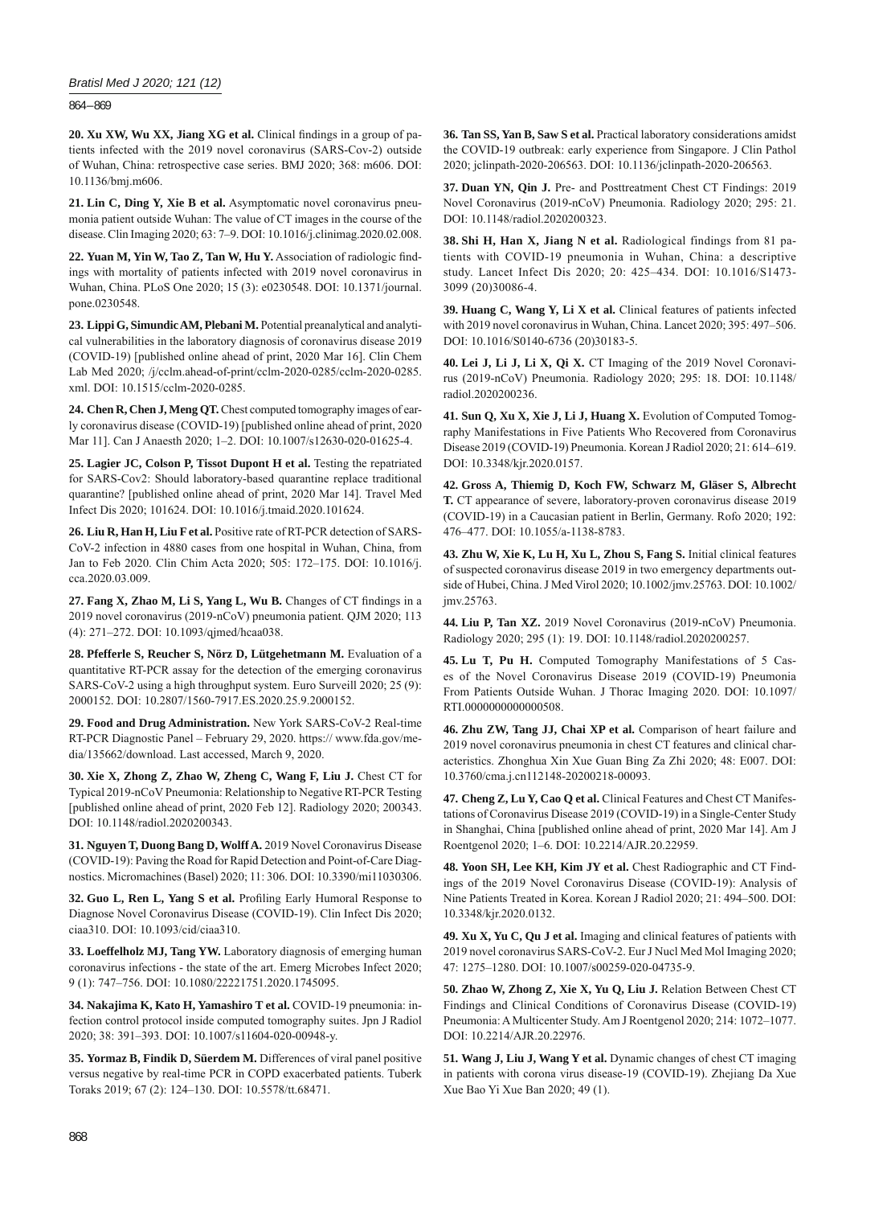**20. Xu XW, Wu XX, Jiang XG et al.** Clinical findings in a group of patients infected with the 2019 novel coronavirus (SARS-Cov-2) outside of Wuhan, China: retrospective case series. BMJ 2020; 368: m606. DOI: 10.1136/bmj.m606.

**21. Lin C, Ding Y, Xie B et al.** Asymptomatic novel coronavirus pneumonia patient outside Wuhan: The value of CT images in the course of the disease. Clin Imaging 2020; 63: 7–9. DOI: 10.1016/j.clinimag.2020.02.008.

**22. Yuan M, Yin W, Tao Z, Tan W, Hu Y.** Association of radiologic findings with mortality of patients infected with 2019 novel coronavirus in Wuhan, China. PLoS One 2020; 15 (3): e0230548. DOI: 10.1371/journal.pone.0230548.

**23. Lippi G, Simundic AM, Plebani M.** Potential preanalytical and analytical vulnerabilities in the laboratory diagnosis of coronavirus disease 2019 (COVID-19) [published online ahead of print, 2020 Mar 16]. Clin Chem Lab Med 2020; /j/cclm.ahead-of-print/cclm-2020-0285/cclm-2020-0285.xml. DOI: 10.1515/cclm-2020-0285.

**24. Chen R, Chen J, Meng QT.** Chest computed tomography images of early coronavirus disease (COVID-19) [published online ahead of print, 2020 Mar 11]. Can J Anaesth 2020; 1–2. DOI: 10.1007/s12630-020-01625-4.

**25. Lagier JC, Colson P, Tissot Dupont H et al.** Testing the repatriated for SARS-Cov2: Should laboratory-based quarantine replace traditional quarantine? [published online ahead of print, 2020 Mar 14]. Travel Med Infect Dis 2020; 101624. DOI: 10.1016/j.tmaid.2020.101624.

**26. Liu R, Han H, Liu F et al.** Positive rate of RT-PCR detection of SARS-CoV-2 infection in 4880 cases from one hospital in Wuhan, China, from Jan to Feb 2020. Clin Chim Acta 2020; 505: 172–175. DOI: 10.1016/j.cca.2020.03.009.

**27. Fang X, Zhao M, Li S, Yang L, Wu B.** Changes of CT findings in a 2019 novel coronavirus (2019-nCoV) pneumonia patient. QJM 2020; 113 (4): 271–272. DOI: 10.1093/qjmed/hcaa038.

**28. Pfefferle S, Reucher S, Nörz D, Lütgehetmann M.** Evaluation of a quantitative RT-PCR assay for the detection of the emerging coronavirus SARS-CoV-2 using a high throughput system. Euro Surveill 2020; 25 (9): 2000152. DOI: 10.2807/1560-7917.ES.2020.25.9.2000152.

**29. Food and Drug Administration.** New York SARS-CoV-2 Real-time RT-PCR Diagnostic Panel – February 29, 2020. https:// www.fda.gov/media/135662/download. Last accessed, March 9, 2020.

**30. Xie X, Zhong Z, Zhao W, Zheng C, Wang F, Liu J.** Chest CT for Typical 2019-nCoV Pneumonia: Relationship to Negative RT-PCR Testing [published online ahead of print, 2020 Feb 12]. Radiology 2020; 200343. DOI: 10.1148/radiol.2020200343.

**31. Nguyen T, Duong Bang D, Wolff A.** 2019 Novel Coronavirus Disease (COVID-19): Paving the Road for Rapid Detection and Point-of-Care Diagnostics. Micromachines (Basel) 2020; 11: 306. DOI: 10.3390/mi11030306.

**32. Guo L, Ren L, Yang S et al.** Profiling Early Humoral Response to Diagnose Novel Coronavirus Disease (COVID-19). Clin Infect Dis 2020; ciaa310. DOI: 10.1093/cid/ciaa310.

**33. Loeffelholz MJ, Tang YW.** Laboratory diagnosis of emerging human coronavirus infections - the state of the art. Emerg Microbes Infect 2020; 9 (1): 747–756. DOI: 10.1080/22221751.2020.1745095.

**34. Nakajima K, Kato H, Yamashiro T et al.** COVID-19 pneumonia: infection control protocol inside computed tomography suites. Jpn J Radiol 2020; 38: 391–393. DOI: 10.1007/s11604-020-00948-y.

**35. Yormaz B, Findik D, Süerdem M.** Differences of viral panel positive versus negative by real-time PCR in COPD exacerbated patients. Tuberk Toraks 2019; 67 (2): 124–130. DOI: 10.5578/tt.68471.

**36. Tan SS, Yan B, Saw S et al.** Practical laboratory considerations amidst the COVID-19 outbreak: early experience from Singapore. J Clin Pathol 2020; jclinpath-2020-206563. DOI: 10.1136/jclinpath-2020-206563.

**37. Duan YN, Qin J.** Pre- and Posttreatment Chest CT Findings: 2019 Novel Coronavirus (2019-nCoV) Pneumonia. Radiology 2020; 295: 21. DOI: 10.1148/radiol.2020200323.

**38. Shi H, Han X, Jiang N et al.** Radiological findings from 81 patients with COVID-19 pneumonia in Wuhan, China: a descriptive study. Lancet Infect Dis 2020; 20: 425–434. DOI: 10.1016/S1473-3099 (20)30086-4.

**39. Huang C, Wang Y, Li X et al.** Clinical features of patients infected with 2019 novel coronavirus in Wuhan, China. Lancet 2020; 395: 497–506. DOI: 10.1016/S0140-6736 (20)30183-5.

**40. Lei J, Li J, Li X, Qi X.** CT Imaging of the 2019 Novel Coronavirus (2019-nCoV) Pneumonia. Radiology 2020; 295: 18. DOI: 10.1148/radiol.2020200236.

**41. Sun Q, Xu X, Xie J, Li J, Huang X.** Evolution of Computed Tomography Manifestations in Five Patients Who Recovered from Coronavirus Disease 2019 (COVID-19) Pneumonia. Korean J Radiol 2020; 21: 614–619. DOI: 10.3348/kjr.2020.0157.

**42. Gross A, Thiemig D, Koch FW, Schwarz M, Gläser S, Albrecht T.** CT appearance of severe, laboratory-proven coronavirus disease 2019 (COVID-19) in a Caucasian patient in Berlin, Germany. Rofo 2020; 192: 476–477. DOI: 10.1055/a-1138-8783.

**43. Zhu W, Xie K, Lu H, Xu L, Zhou S, Fang S.** Initial clinical features of suspected coronavirus disease 2019 in two emergency departments outside of Hubei, China. J Med Virol 2020; 10.1002/jmv.25763. DOI: 10.1002/jmv.25763.

**44. Liu P, Tan XZ.** 2019 Novel Coronavirus (2019-nCoV) Pneumonia. Radiology 2020; 295 (1): 19. DOI: 10.1148/radiol.2020200257.

**45. Lu T, Pu H.** Computed Tomography Manifestations of 5 Cases of the Novel Coronavirus Disease 2019 (COVID-19) Pneumonia From Patients Outside Wuhan. J Thorac Imaging 2020. DOI: 10.1097/RTI.0000000000000508.

**46. Zhu ZW, Tang JJ, Chai XP et al.** Comparison of heart failure and 2019 novel coronavirus pneumonia in chest CT features and clinical characteristics. Zhonghua Xin Xue Guan Bing Za Zhi 2020; 48: E007. DOI: 10.3760/cma.j.cn112148-20200218-00093.

**47. Cheng Z, Lu Y, Cao Q et al.** Clinical Features and Chest CT Manifestations of Coronavirus Disease 2019 (COVID-19) in a Single-Center Study in Shanghai, China [published online ahead of print, 2020 Mar 14]. Am J Roentgenol 2020; 1–6. DOI: 10.2214/AJR.20.22959.

**48. Yoon SH, Lee KH, Kim JY et al.** Chest Radiographic and CT Findings of the 2019 Novel Coronavirus Disease (COVID-19): Analysis of Nine Patients Treated in Korea. Korean J Radiol 2020; 21: 494–500. DOI: 10.3348/kjr.2020.0132.

**49. Xu X, Yu C, Qu J et al.** Imaging and clinical features of patients with 2019 novel coronavirus SARS-CoV-2. Eur J Nucl Med Mol Imaging 2020; 47: 1275–1280. DOI: 10.1007/s00259-020-04735-9.

**50. Zhao W, Zhong Z, Xie X, Yu Q, Liu J.** Relation Between Chest CT Findings and Clinical Conditions of Coronavirus Disease (COVID-19) Pneumonia: A Multicenter Study. Am J Roentgenol 2020; 214: 1072–1077. DOI: 10.2214/AJR.20.22976.

**51. Wang J, Liu J, Wang Y et al.** Dynamic changes of chest CT imaging in patients with corona virus disease-19 (COVID-19). Zhejiang Da Xue Xue Bao Yi Xue Ban 2020; 49 (1).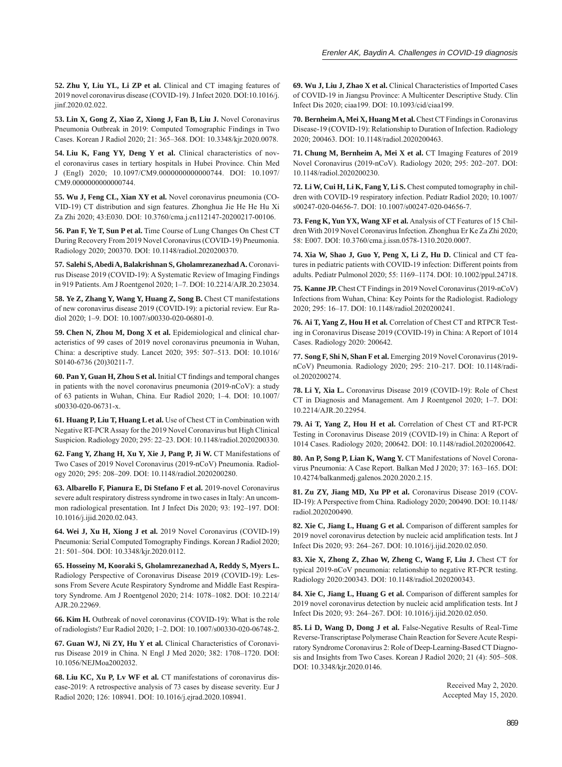**52. Zhu Y, Liu YL, Li ZP et al.** Clinical and CT imaging features of 2019 novel coronavirus disease (COVID-19). J Infect 2020. DOI:10.1016/j.jinf.2020.02.022.

**53. Lin X, Gong Z, Xiao Z, Xiong J, Fan B, Liu J.** Novel Coronavirus Pneumonia Outbreak in 2019: Computed Tomographic Findings in Two Cases. Korean J Radiol 2020; 21: 365–368. DOI: 10.3348/kjr.2020.0078.

**54. Liu K, Fang YY, Deng Y et al.** Clinical characteristics of novel coronavirus cases in tertiary hospitals in Hubei Province. Chin Med J (Engl) 2020; 10.1097/CM9.0000000000000744. DOI: 10.1097/CM9.0000000000000744.

**55. Wu J, Feng CL, Xian XY et al.** Novel coronavirus pneumonia (COVID-19) CT distribution and sign features. Zhonghua Jie He He Hu Xi Za Zhi 2020; 43:E030. DOI: 10.3760/cma.j.cn112147-20200217-00106.

**56. Pan F, Ye T, Sun P et al.** Time Course of Lung Changes On Chest CT During Recovery From 2019 Novel Coronavirus (COVID-19) Pneumonia. Radiology 2020; 200370. DOI: 10.1148/radiol.2020200370.

**57. Salehi S, Abedi A, Balakrishnan S, Gholamrezanezhad A.** Coronavirus Disease 2019 (COVID-19): A Systematic Review of Imaging Findings in 919 Patients. Am J Roentgenol 2020; 1–7. DOI: 10.2214/AJR.20.23034.

**58. Ye Z, Zhang Y, Wang Y, Huang Z, Song B.** Chest CT manifestations of new coronavirus disease 2019 (COVID-19): a pictorial review. Eur Radiol 2020; 1–9. DOI: 10.1007/s00330-020-06801-0.

**59. Chen N, Zhou M, Dong X et al.** Epidemiological and clinical characteristics of 99 cases of 2019 novel coronavirus pneumonia in Wuhan, China: a descriptive study. Lancet 2020; 395: 507–513. DOI: 10.1016/S0140-6736 (20)30211-7.

**60. Pan Y, Guan H, Zhou S et al.** Initial CT findings and temporal changes in patients with the novel coronavirus pneumonia (2019-nCoV): a study of 63 patients in Wuhan, China. Eur Radiol 2020; 1–4. DOI: 10.1007/s00330-020-06731-x.

**61. Huang P, Liu T, Huang L et al.** Use of Chest CT in Combination with Negative RT-PCR Assay for the 2019 Novel Coronavirus but High Clinical Suspicion. Radiology 2020; 295: 22–23. DOI: 10.1148/radiol.2020200330.

**62. Fang Y, Zhang H, Xu Y, Xie J, Pang P, Ji W.** CT Manifestations of Two Cases of 2019 Novel Coronavirus (2019-nCoV) Pneumonia. Radiology 2020; 295: 208–209. DOI: 10.1148/radiol.2020200280.

**63. Albarello F, Pianura E, Di Stefano F et al.** 2019-novel Coronavirus severe adult respiratory distress syndrome in two cases in Italy: An uncommon radiological presentation. Int J Infect Dis 2020; 93: 192–197. DOI: 10.1016/j.ijid.2020.02.043.

**64. Wei J, Xu H, Xiong J et al.** 2019 Novel Coronavirus (COVID-19) Pneumonia: Serial Computed Tomography Findings. Korean J Radiol 2020; 21: 501–504. DOI: 10.3348/kjr.2020.0112.

**65. Hosseiny M, Kooraki S, Gholamrezanezhad A, Reddy S, Myers L.** Radiology Perspective of Coronavirus Disease 2019 (COVID-19): Lessons From Severe Acute Respiratory Syndrome and Middle East Respiratory Syndrome. Am J Roentgenol 2020; 214: 1078–1082. DOI: 10.2214/AJR.20.22969.

**66. Kim H.** Outbreak of novel coronavirus (COVID-19): What is the role of radiologists? Eur Radiol 2020; 1–2. DOI: 10.1007/s00330-020-06748-2.

**67. Guan WJ, Ni ZY, Hu Y et al.** Clinical Characteristics of Coronavirus Disease 2019 in China. N Engl J Med 2020; 382: 1708–1720. DOI: 10.1056/NEJMoa2002032.

**68. Liu KC, Xu P, Lv WF et al.** CT manifestations of coronavirus disease-2019: A retrospective analysis of 73 cases by disease severity. Eur J Radiol 2020; 126: 108941. DOI: 10.1016/j.ejrad.2020.108941.

**69. Wu J, Liu J, Zhao X et al.** Clinical Characteristics of Imported Cases of COVID-19 in Jiangsu Province: A Multicenter Descriptive Study. Clin Infect Dis 2020; ciaa199. DOI: 10.1093/cid/ciaa199.

**70. Bernheim A, Mei X, Huang M et al.** Chest CT Findings in Coronavirus Disease-19 (COVID-19): Relationship to Duration of Infection. Radiology 2020; 200463. DOI: 10.1148/radiol.2020200463.

**71. Chung M, Bernheim A, Mei X et al.** CT Imaging Features of 2019 Novel Coronavirus (2019-nCoV). Radiology 2020; 295: 202–207. DOI: 10.1148/radiol.2020200230.

**72. Li W, Cui H, Li K, Fang Y, Li S.** Chest computed tomography in children with COVID-19 respiratory infection. Pediatr Radiol 2020; 10.1007/s00247-020-04656-7. DOI: 10.1007/s00247-020-04656-7.

**73. Feng K, Yun YX, Wang XF et al.** Analysis of CT Features of 15 Children With 2019 Novel Coronavirus Infection. Zhonghua Er Ke Za Zhi 2020; 58: E007. DOI: 10.3760/cma.j.issn.0578-1310.2020.0007.

**74. Xia W, Shao J, Guo Y, Peng X, Li Z, Hu D.** Clinical and CT features in pediatric patients with COVID-19 infection: Different points from adults. Pediatr Pulmonol 2020; 55: 1169–1174. DOI: 10.1002/ppul.24718.

**75. Kanne JP.** Chest CT Findings in 2019 Novel Coronavirus (2019-nCoV) Infections from Wuhan, China: Key Points for the Radiologist. Radiology 2020; 295: 16–17. DOI: 10.1148/radiol.2020200241.

**76. Ai T, Yang Z, Hou H et al.** Correlation of Chest CT and RTPCR Testing in Coronavirus Disease 2019 (COVID-19) in China: A Report of 1014 Cases. Radiology 2020: 200642.

**77. Song F, Shi N, Shan F et al.** Emerging 2019 Novel Coronavirus (2019-nCoV) Pneumonia. Radiology 2020; 295: 210–217. DOI: 10.1148/radiol.2020200274.

**78. Li Y, Xia L.** Coronavirus Disease 2019 (COVID-19): Role of Chest CT in Diagnosis and Management. Am J Roentgenol 2020; 1–7. DOI: 10.2214/AJR.20.22954.

**79. Ai T, Yang Z, Hou H et al.** Correlation of Chest CT and RT-PCR Testing in Coronavirus Disease 2019 (COVID-19) in China: A Report of 1014 Cases. Radiology 2020; 200642. DOI: 10.1148/radiol.2020200642.

**80. An P, Song P, Lian K, Wang Y.** CT Manifestations of Novel Coronavirus Pneumonia: A Case Report. Balkan Med J 2020; 37: 163–165. DOI: 10.4274/balkanmedj.galenos.2020.2020.2.15.

**81. Zu ZY, Jiang MD, Xu PP et al.** Coronavirus Disease 2019 (COVID-19): A Perspective from China. Radiology 2020; 200490. DOI: 10.1148/radiol.2020200490.

**82. Xie C, Jiang L, Huang G et al.** Comparison of different samples for 2019 novel coronavirus detection by nucleic acid amplification tests. Int J Infect Dis 2020; 93: 264–267. DOI: 10.1016/j.ijid.2020.02.050.

**83. Xie X, Zhong Z, Zhao W, Zheng C, Wang F, Liu J.** Chest CT for typical 2019-nCoV pneumonia: relationship to negative RT-PCR testing. Radiology 2020:200343. DOI: 10.1148/radiol.2020200343.

**84. Xie C, Jiang L, Huang G et al.** Comparison of different samples for 2019 novel coronavirus detection by nucleic acid amplification tests. Int J Infect Dis 2020; 93: 264–267. DOI: 10.1016/j.ijid.2020.02.050.

**85. Li D, Wang D, Dong J et al.** False-Negative Results of Real-Time Reverse-Transcriptase Polymerase Chain Reaction for Severe Acute Respiratory Syndrome Coronavirus 2: Role of Deep-Learning-Based CT Diagnosis and Insights from Two Cases. Korean J Radiol 2020; 21 (4): 505–508. DOI: 10.3348/kjr.2020.0146.

Received May 2, 2020.
Accepted May 15, 2020.